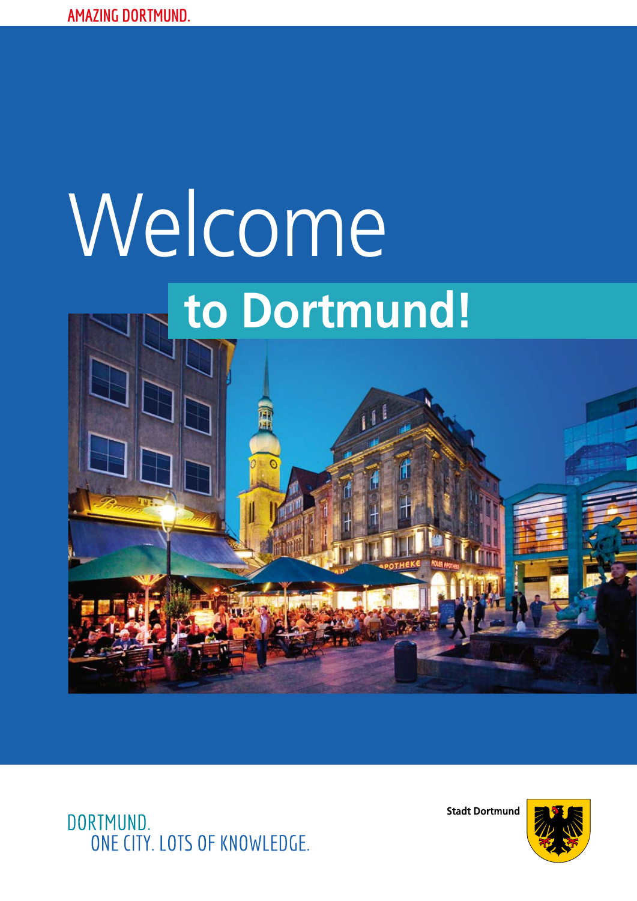AMAZING DORTMUND.

# Welcome

## to Dortmund!

DORTMUND.
ONE CITY. LOTS OF KNOWLEDGE.

Stadt Dortmund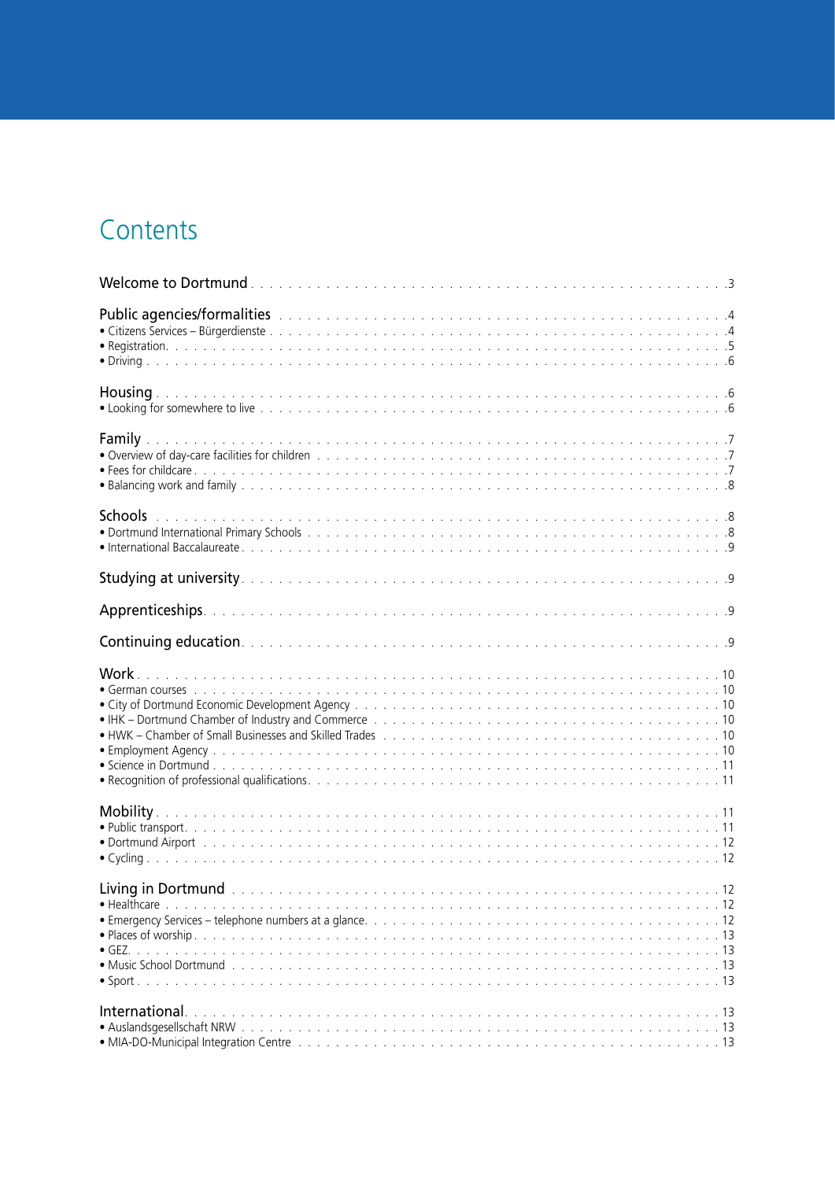# Contents

Welcome to Dortmund . . . 3

Public agencies/formalities . . . 4
- Citizens Services – Bürgerdienste . . . 4
- Registration . . . 5
- Driving . . . 6

Housing . . . 6
- Looking for somewhere to live . . . 6

Family . . . 7
- Overview of day-care facilities for children . . . 7
- Fees for childcare . . . 7
- Balancing work and family . . . 8

Schools . . . 8
- Dortmund International Primary Schools . . . 8
- International Baccalaureate . . . 9

Studying at university . . . 9

Apprenticeships . . . 9

Continuing education . . . 9

Work . . . 10
- German courses . . . 10
- City of Dortmund Economic Development Agency . . . 10
- IHK – Dortmund Chamber of Industry and Commerce . . . 10
- HWK – Chamber of Small Businesses and Skilled Trades . . . 10
- Employment Agency . . . 10
- Science in Dortmund . . . 11
- Recognition of professional qualifications . . . 11

Mobility . . . 11
- Public transport . . . 11
- Dortmund Airport . . . 12
- Cycling . . . 12

Living in Dortmund . . . 12
- Healthcare . . . 12
- Emergency Services – telephone numbers at a glance . . . 12
- Places of worship . . . 13
- GEZ . . . 13
- Music School Dortmund . . . 13
- Sport . . . 13

International . . . 13
- Auslandsgesellschaft NRW . . . 13
- MIA-DO-Municipal Integration Centre . . . 13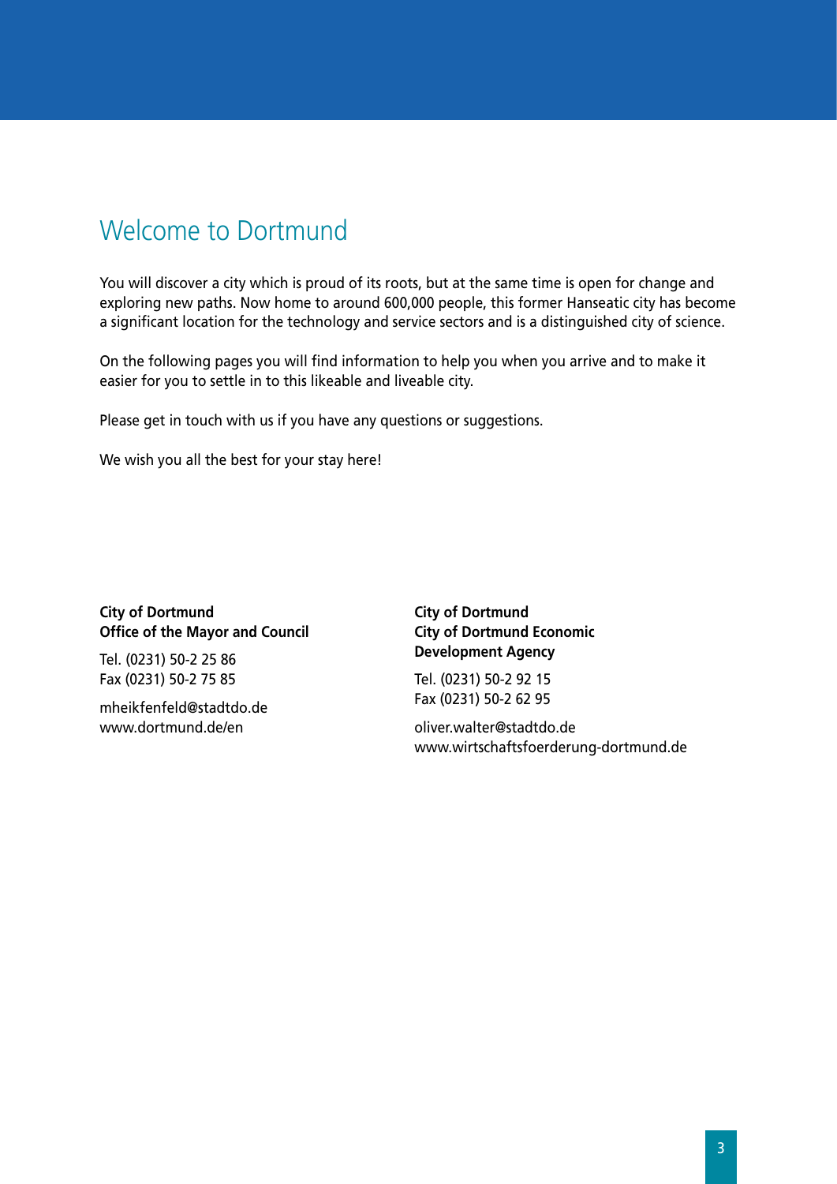# Welcome to Dortmund

You will discover a city which is proud of its roots, but at the same time is open for change and exploring new paths. Now home to around 600,000 people, this former Hanseatic city has become a significant location for the technology and service sectors and is a distinguished city of science.

On the following pages you will find information to help you when you arrive and to make it easier for you to settle in to this likeable and liveable city.

Please get in touch with us if you have any questions or suggestions.

We wish you all the best for your stay here!

**City of Dortmund**
**Office of the Mayor and Council**

Tel. (0231) 50-2 25 86
Fax (0231) 50-2 75 85

mheikfenfeld@stadtdo.de
www.dortmund.de/en

**City of Dortmund**
**City of Dortmund Economic Development Agency**

Tel. (0231) 50-2 92 15
Fax (0231) 50-2 62 95

oliver.walter@stadtdo.de
www.wirtschaftsfoerderung-dortmund.de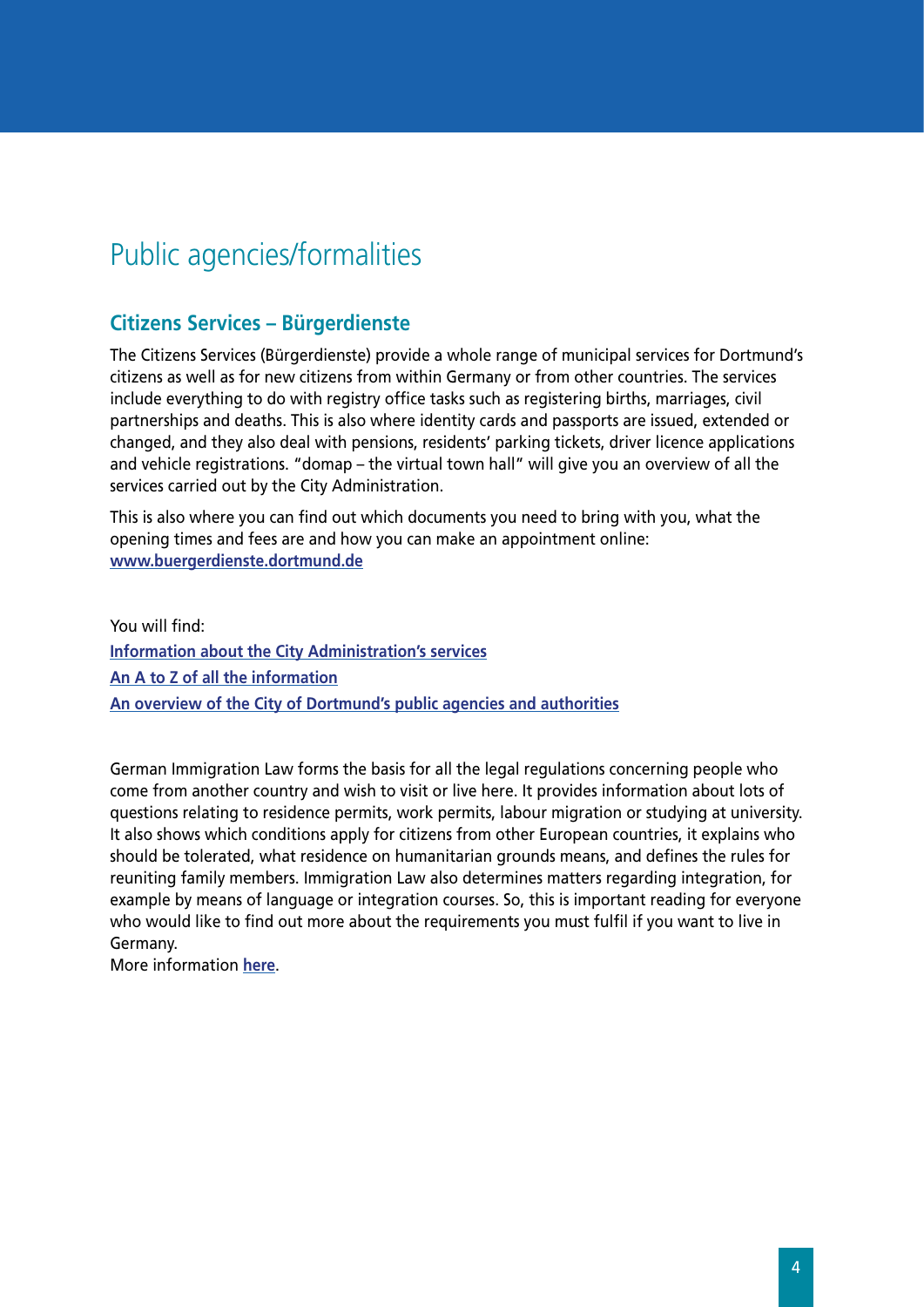# Public agencies/formalities

## Citizens Services – Bürgerdienste

The Citizens Services (Bürgerdienste) provide a whole range of municipal services for Dortmund's citizens as well as for new citizens from within Germany or from other countries. The services include everything to do with registry office tasks such as registering births, marriages, civil partnerships and deaths. This is also where identity cards and passports are issued, extended or changed, and they also deal with pensions, residents' parking tickets, driver licence applications and vehicle registrations. "domap – the virtual town hall" will give you an overview of all the services carried out by the City Administration.

This is also where you can find out which documents you need to bring with you, what the opening times and fees are and how you can make an appointment online:
**www.buergerdienste.dortmund.de**

You will find:

**Information about the City Administration's services**

**An A to Z of all the information**

**An overview of the City of Dortmund's public agencies and authorities**

German Immigration Law forms the basis for all the legal regulations concerning people who come from another country and wish to visit or live here. It provides information about lots of questions relating to residence permits, work permits, labour migration or studying at university. It also shows which conditions apply for citizens from other European countries, it explains who should be tolerated, what residence on humanitarian grounds means, and defines the rules for reuniting family members. Immigration Law also determines matters regarding integration, for example by means of language or integration courses. So, this is important reading for everyone who would like to find out more about the requirements you must fulfil if you want to live in Germany.
More information **here**.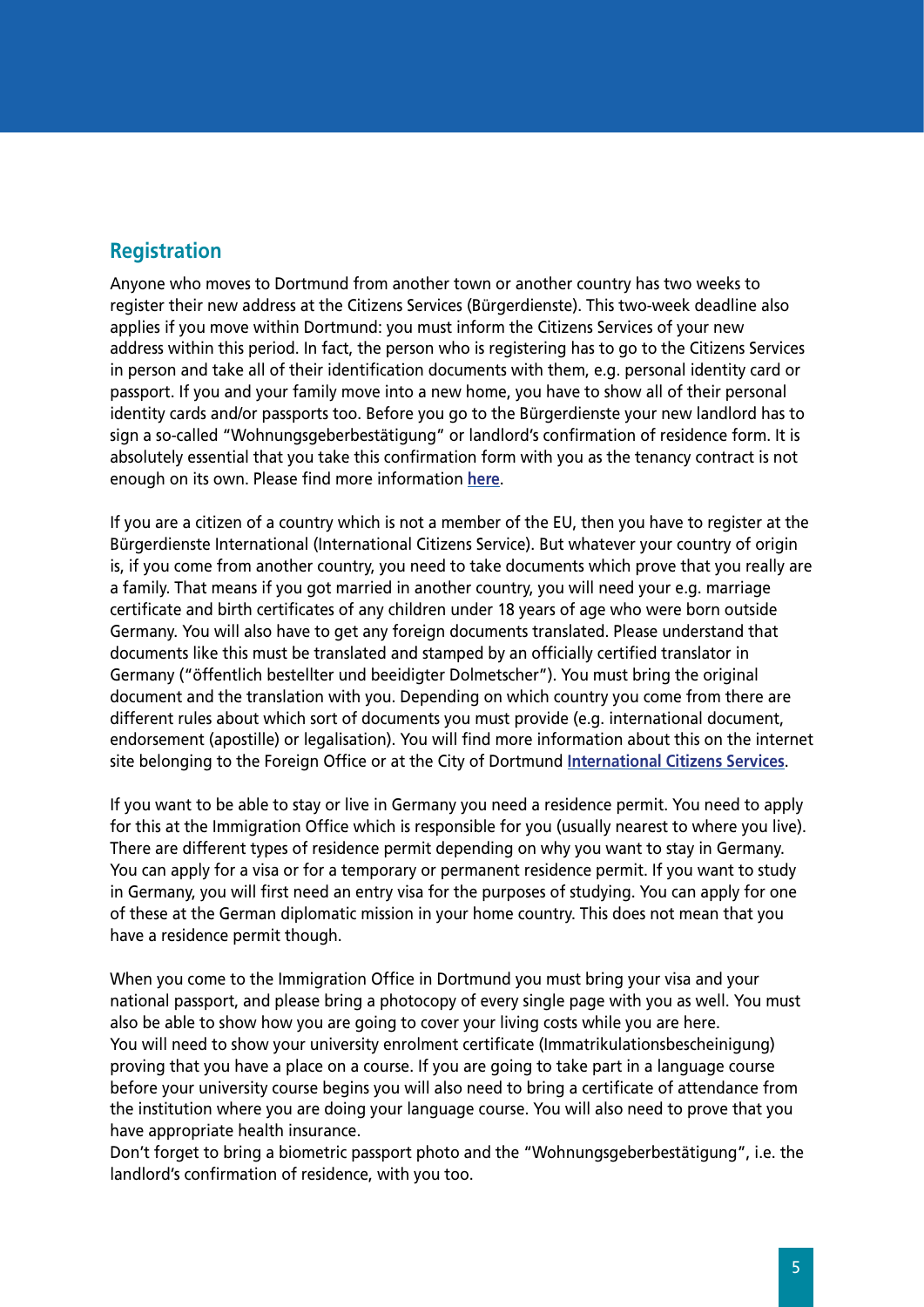## Registration

Anyone who moves to Dortmund from another town or another country has two weeks to register their new address at the Citizens Services (Bürgerdienste). This two-week deadline also applies if you move within Dortmund: you must inform the Citizens Services of your new address within this period. In fact, the person who is registering has to go to the Citizens Services in person and take all of their identification documents with them, e.g. personal identity card or passport. If you and your family move into a new home, you have to show all of their personal identity cards and/or passports too. Before you go to the Bürgerdienste your new landlord has to sign a so-called "Wohnungsgeberbestätigung" or landlord's confirmation of residence form. It is absolutely essential that you take this confirmation form with you as the tenancy contract is not enough on its own. Please find more information **here**.

If you are a citizen of a country which is not a member of the EU, then you have to register at the Bürgerdienste International (International Citizens Service). But whatever your country of origin is, if you come from another country, you need to take documents which prove that you really are a family. That means if you got married in another country, you will need your e.g. marriage certificate and birth certificates of any children under 18 years of age who were born outside Germany. You will also have to get any foreign documents translated. Please understand that documents like this must be translated and stamped by an officially certified translator in Germany ("öffentlich bestellter und beeidigter Dolmetscher"). You must bring the original document and the translation with you. Depending on which country you come from there are different rules about which sort of documents you must provide (e.g. international document, endorsement (apostille) or legalisation). You will find more information about this on the internet site belonging to the Foreign Office or at the City of Dortmund **International Citizens Services**.

If you want to be able to stay or live in Germany you need a residence permit. You need to apply for this at the Immigration Office which is responsible for you (usually nearest to where you live). There are different types of residence permit depending on why you want to stay in Germany. You can apply for a visa or for a temporary or permanent residence permit. If you want to study in Germany, you will first need an entry visa for the purposes of studying. You can apply for one of these at the German diplomatic mission in your home country. This does not mean that you have a residence permit though.

When you come to the Immigration Office in Dortmund you must bring your visa and your national passport, and please bring a photocopy of every single page with you as well. You must also be able to show how you are going to cover your living costs while you are here.
You will need to show your university enrolment certificate (Immatrikulationsbescheinigung) proving that you have a place on a course. If you are going to take part in a language course before your university course begins you will also need to bring a certificate of attendance from the institution where you are doing your language course. You will also need to prove that you have appropriate health insurance.
Don't forget to bring a biometric passport photo and the "Wohnungsgeberbestätigung", i.e. the landlord's confirmation of residence, with you too.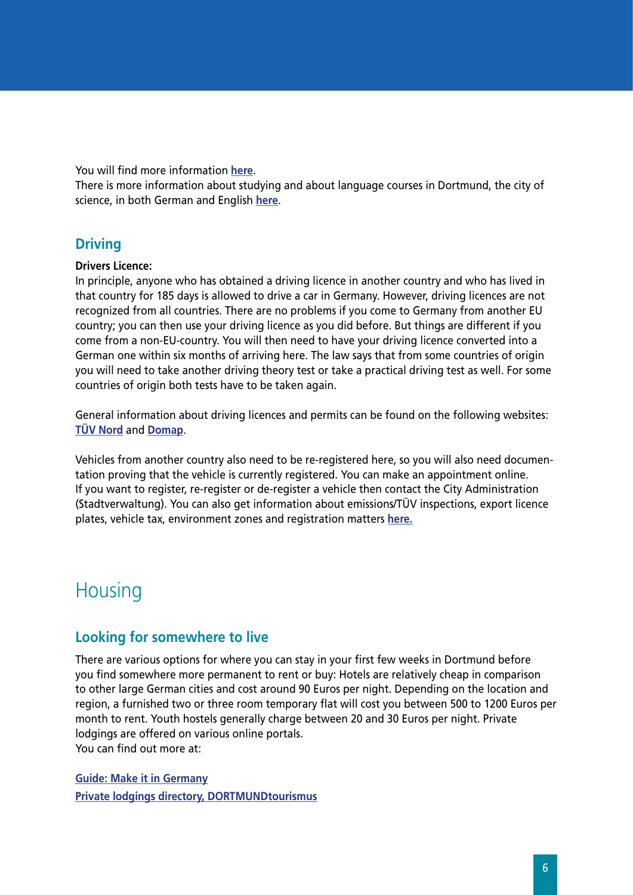You will find more information **here**.
There is more information about studying and about language courses in Dortmund, the city of science, in both German and English **here**.

## Driving

**Drivers Licence:**
In principle, anyone who has obtained a driving licence in another country and who has lived in that country for 185 days is allowed to drive a car in Germany. However, driving licences are not recognized from all countries. There are no problems if you come to Germany from another EU country; you can then use your driving licence as you did before. But things are different if you come from a non-EU-country. You will then need to have your driving licence converted into a German one within six months of arriving here. The law says that from some countries of origin you will need to take another driving theory test or take a practical driving test as well. For some countries of origin both tests have to be taken again.

General information about driving licences and permits can be found on the following websites: **TÜV Nord** and **Domap**.

Vehicles from another country also need to be re-registered here, so you will also need documentation proving that the vehicle is currently registered. You can make an appointment online.
If you want to register, re-register or de-register a vehicle then contact the City Administration (Stadtverwaltung). You can also get information about emissions/TÜV inspections, export licence plates, vehicle tax, environment zones and registration matters **here.**

# Housing

## Looking for somewhere to live

There are various options for where you can stay in your first few weeks in Dortmund before you find somewhere more permanent to rent or buy: Hotels are relatively cheap in comparison to other large German cities and cost around 90 Euros per night. Depending on the location and region, a furnished two or three room temporary flat will cost you between 500 to 1200 Euros per month to rent. Youth hostels generally charge between 20 and 30 Euros per night. Private lodgings are offered on various online portals.
You can find out more at:

**Guide: Make it in Germany**
**Private lodgings directory, DORTMUNDtourismus**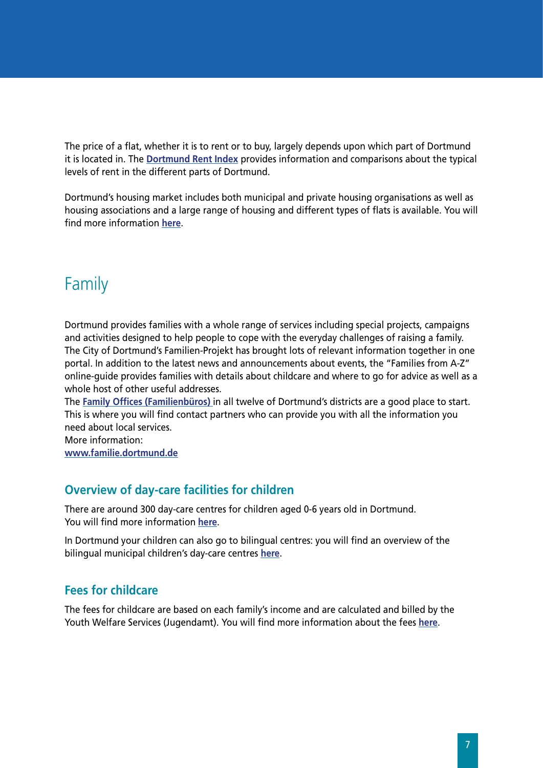The price of a flat, whether it is to rent or to buy, largely depends upon which part of Dortmund it is located in. The **Dortmund Rent Index** provides information and comparisons about the typical levels of rent in the different parts of Dortmund.

Dortmund's housing market includes both municipal and private housing organisations as well as housing associations and a large range of housing and different types of flats is available. You will find more information **here**.

# Family

Dortmund provides families with a whole range of services including special projects, campaigns and activities designed to help people to cope with the everyday challenges of raising a family. The City of Dortmund's Familien-Projekt has brought lots of relevant information together in one portal. In addition to the latest news and announcements about events, the "Families from A-Z" online-guide provides families with details about childcare and where to go for advice as well as a whole host of other useful addresses.
The **Family Offices (Familienbüros)** in all twelve of Dortmund's districts are a good place to start. This is where you will find contact partners who can provide you with all the information you need about local services.
More information:
**www.familie.dortmund.de**

## Overview of day-care facilities for children

There are around 300 day-care centres for children aged 0-6 years old in Dortmund.
You will find more information **here**.

In Dortmund your children can also go to bilingual centres: you will find an overview of the bilingual municipal children's day-care centres **here**.

## Fees for childcare

The fees for childcare are based on each family's income and are calculated and billed by the Youth Welfare Services (Jugendamt). You will find more information about the fees **here**.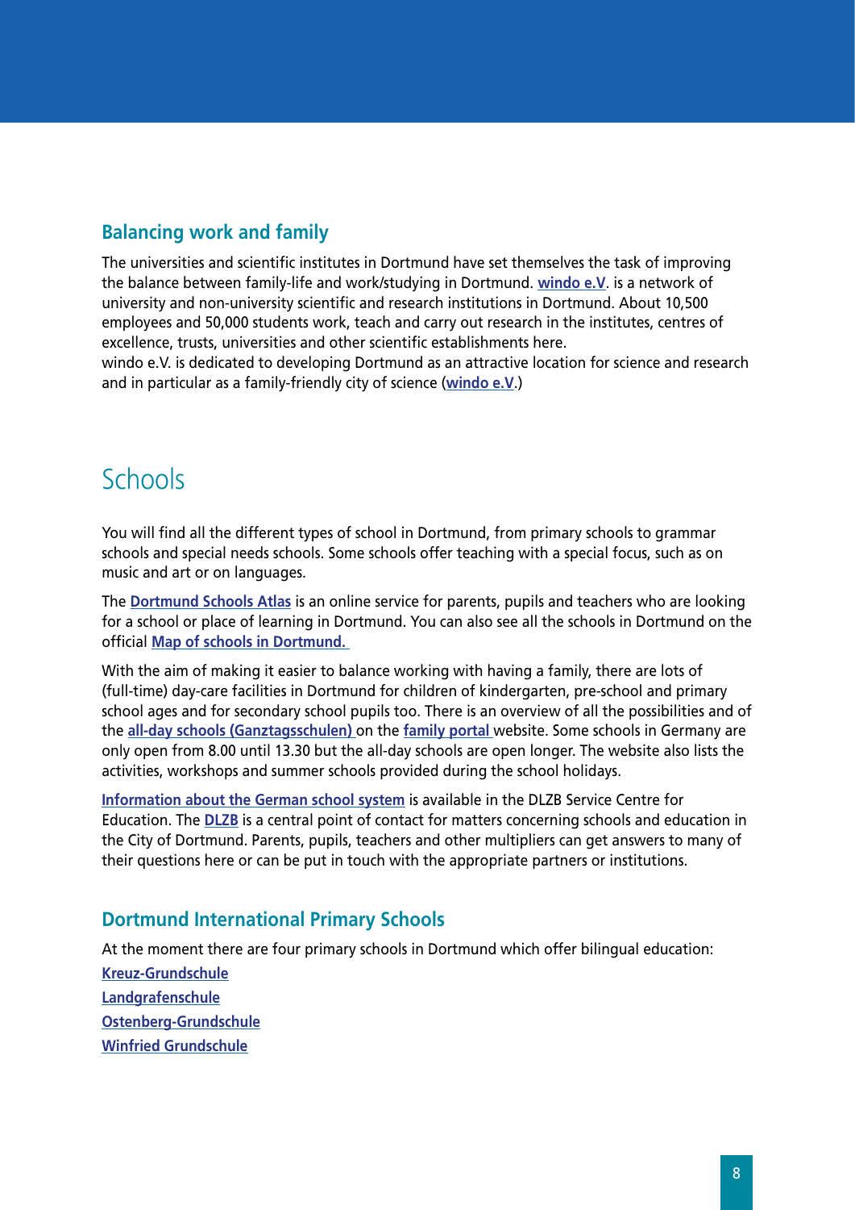### Balancing work and family

The universities and scientific institutes in Dortmund have set themselves the task of improving the balance between family-life and work/studying in Dortmund. **windo e.V**. is a network of university and non-university scientific and research institutions in Dortmund. About 10,500 employees and 50,000 students work, teach and carry out research in the institutes, centres of excellence, trusts, universities and other scientific establishments here.
windo e.V. is dedicated to developing Dortmund as an attractive location for science and research and in particular as a family-friendly city of science (**windo e.V**.)

## Schools

You will find all the different types of school in Dortmund, from primary schools to grammar schools and special needs schools. Some schools offer teaching with a special focus, such as on music and art or on languages.

The **Dortmund Schools Atlas** is an online service for parents, pupils and teachers who are looking for a school or place of learning in Dortmund. You can also see all the schools in Dortmund on the official **Map of schools in Dortmund.**

With the aim of making it easier to balance working with having a family, there are lots of (full-time) day-care facilities in Dortmund for children of kindergarten, pre-school and primary school ages and for secondary school pupils too. There is an overview of all the possibilities and of the **all-day schools (Ganztagsschulen)** on the **family portal** website. Some schools in Germany are only open from 8.00 until 13.30 but the all-day schools are open longer. The website also lists the activities, workshops and summer schools provided during the school holidays.

**Information about the German school system** is available in the DLZB Service Centre for Education. The **DLZB** is a central point of contact for matters concerning schools and education in the City of Dortmund. Parents, pupils, teachers and other multipliers can get answers to many of their questions here or can be put in touch with the appropriate partners or institutions.

### Dortmund International Primary Schools

At the moment there are four primary schools in Dortmund which offer bilingual education:

**Kreuz-Grundschule**
**Landgrafenschule**
**Ostenberg-Grundschule**
**Winfried Grundschule**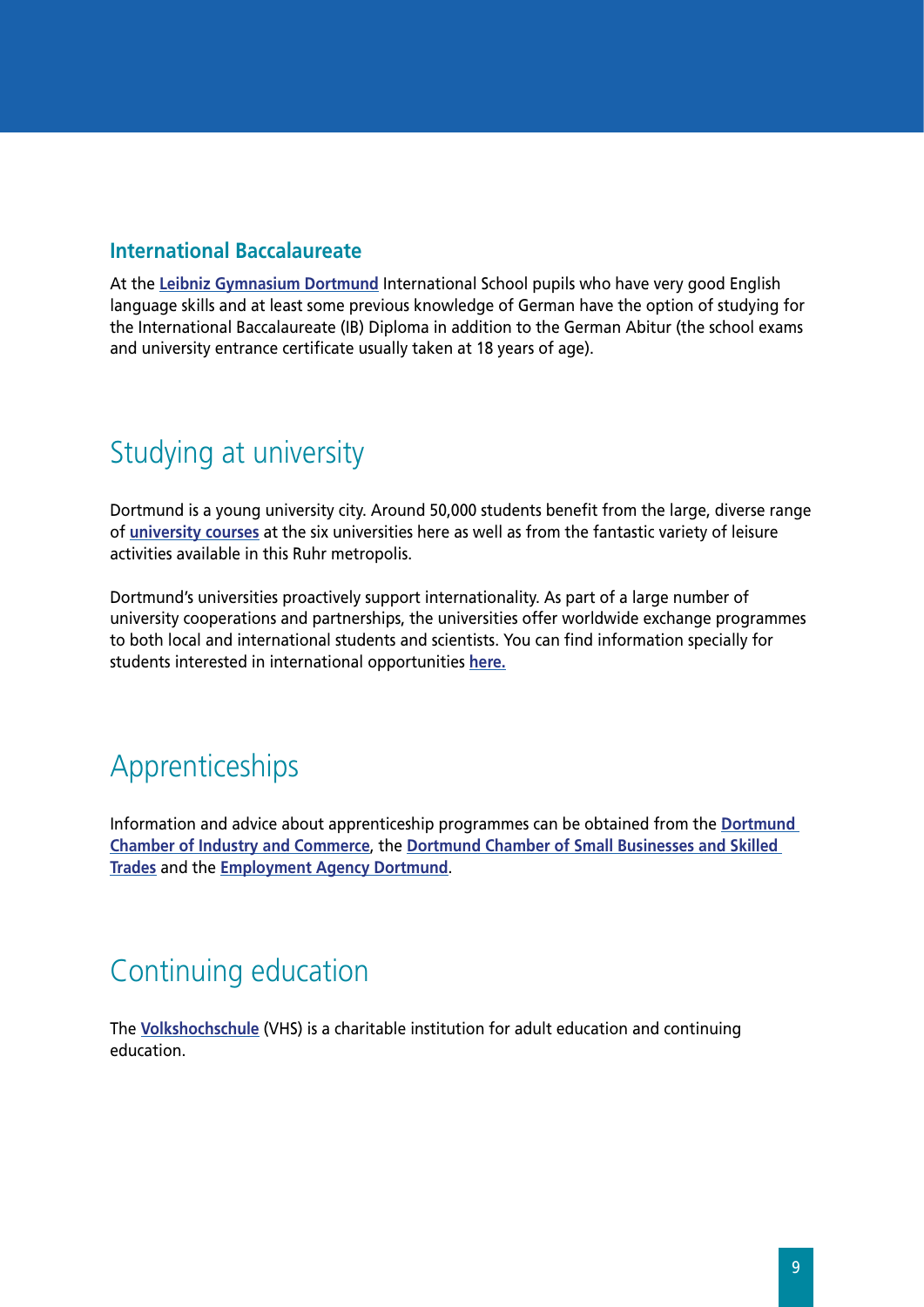### International Baccalaureate

At the **Leibniz Gymnasium Dortmund** International School pupils who have very good English language skills and at least some previous knowledge of German have the option of studying for the International Baccalaureate (IB) Diploma in addition to the German Abitur (the school exams and university entrance certificate usually taken at 18 years of age).

## Studying at university

Dortmund is a young university city. Around 50,000 students benefit from the large, diverse range of **university courses** at the six universities here as well as from the fantastic variety of leisure activities available in this Ruhr metropolis.

Dortmund's universities proactively support internationality. As part of a large number of university cooperations and partnerships, the universities offer worldwide exchange programmes to both local and international students and scientists. You can find information specially for students interested in international opportunities **here.**

## Apprenticeships

Information and advice about apprenticeship programmes can be obtained from the **Dortmund Chamber of Industry and Commerce**, the **Dortmund Chamber of Small Businesses and Skilled Trades** and the **Employment Agency Dortmund**.

## Continuing education

The **Volkshochschule** (VHS) is a charitable institution for adult education and continuing education.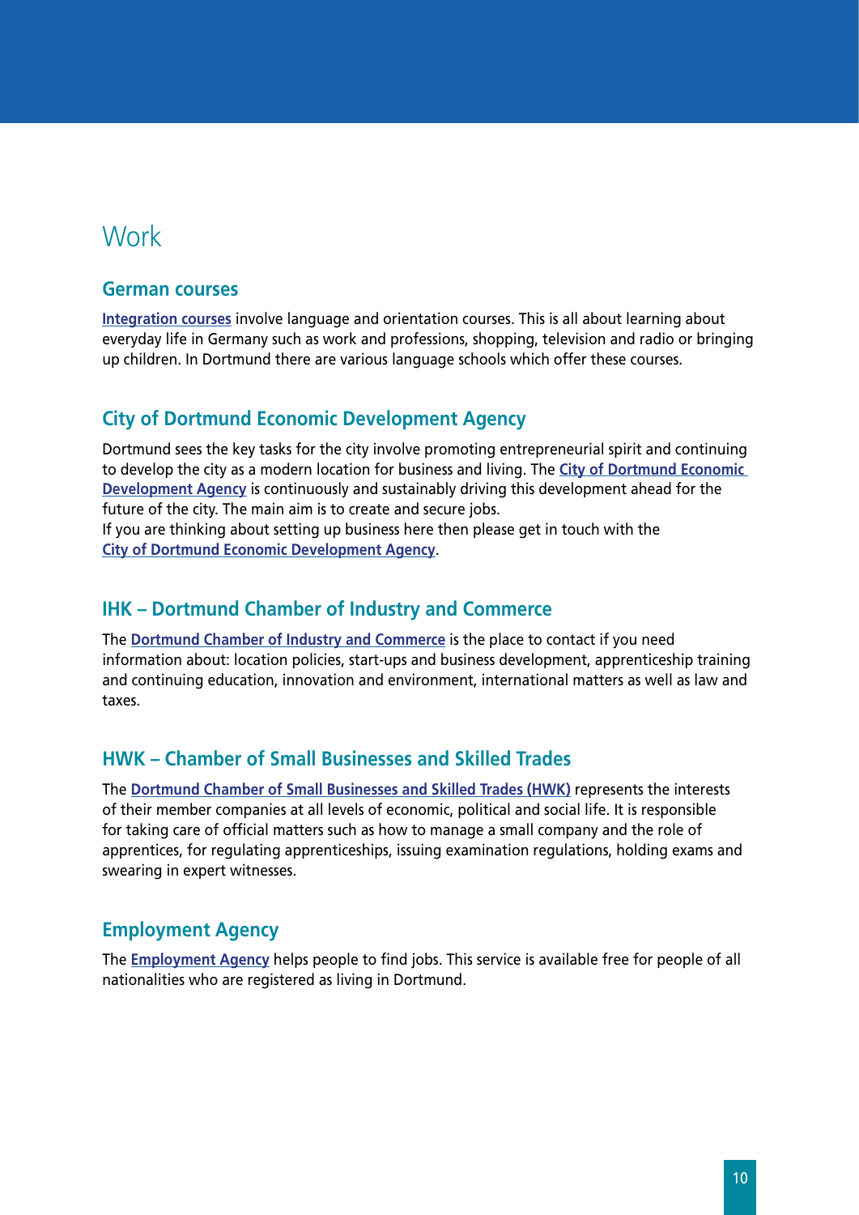# Work

## German courses

**Integration courses** involve language and orientation courses. This is all about learning about everyday life in Germany such as work and professions, shopping, television and radio or bringing up children. In Dortmund there are various language schools which offer these courses.

## City of Dortmund Economic Development Agency

Dortmund sees the key tasks for the city involve promoting entrepreneurial spirit and continuing to develop the city as a modern location for business and living. The **City of Dortmund Economic Development Agency** is continuously and sustainably driving this development ahead for the future of the city. The main aim is to create and secure jobs.

If you are thinking about setting up business here then please get in touch with the **City of Dortmund Economic Development Agency**.

## IHK – Dortmund Chamber of Industry and Commerce

The **Dortmund Chamber of Industry and Commerce** is the place to contact if you need information about: location policies, start-ups and business development, apprenticeship training and continuing education, innovation and environment, international matters as well as law and taxes.

## HWK – Chamber of Small Businesses and Skilled Trades

The **Dortmund Chamber of Small Businesses and Skilled Trades (HWK)** represents the interests of their member companies at all levels of economic, political and social life. It is responsible for taking care of official matters such as how to manage a small company and the role of apprentices, for regulating apprenticeships, issuing examination regulations, holding exams and swearing in expert witnesses.

## Employment Agency

The **Employment Agency** helps people to find jobs. This service is available free for people of all nationalities who are registered as living in Dortmund.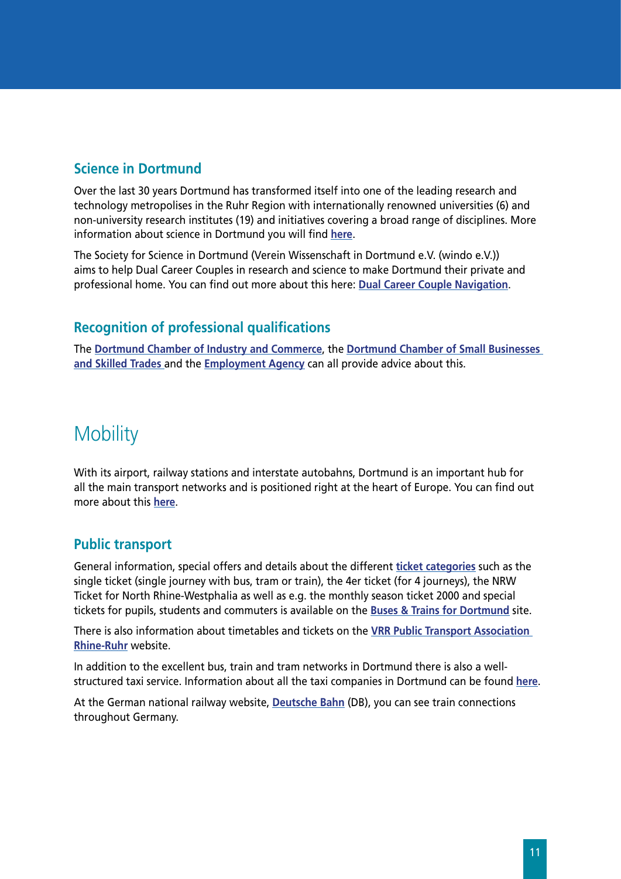## Science in Dortmund

Over the last 30 years Dortmund has transformed itself into one of the leading research and technology metropolises in the Ruhr Region with internationally renowned universities (6) and non-university research institutes (19) and initiatives covering a broad range of disciplines. More information about science in Dortmund you will find **here**.

The Society for Science in Dortmund (Verein Wissenschaft in Dortmund e.V. (windo e.V.)) aims to help Dual Career Couples in research and science to make Dortmund their private and professional home. You can find out more about this here: **Dual Career Couple Navigation**.

## Recognition of professional qualifications

The **Dortmund Chamber of Industry and Commerce**, the **Dortmund Chamber of Small Businesses and Skilled Trades** and the **Employment Agency** can all provide advice about this.

# Mobility

With its airport, railway stations and interstate autobahns, Dortmund is an important hub for all the main transport networks and is positioned right at the heart of Europe. You can find out more about this **here**.

## Public transport

General information, special offers and details about the different **ticket categories** such as the single ticket (single journey with bus, tram or train), the 4er ticket (for 4 journeys), the NRW Ticket for North Rhine-Westphalia as well as e.g. the monthly season ticket 2000 and special tickets for pupils, students and commuters is available on the **Buses & Trains for Dortmund** site.

There is also information about timetables and tickets on the **VRR Public Transport Association Rhine-Ruhr** website.

In addition to the excellent bus, train and tram networks in Dortmund there is also a well-structured taxi service. Information about all the taxi companies in Dortmund can be found **here**.

At the German national railway website, **Deutsche Bahn** (DB), you can see train connections throughout Germany.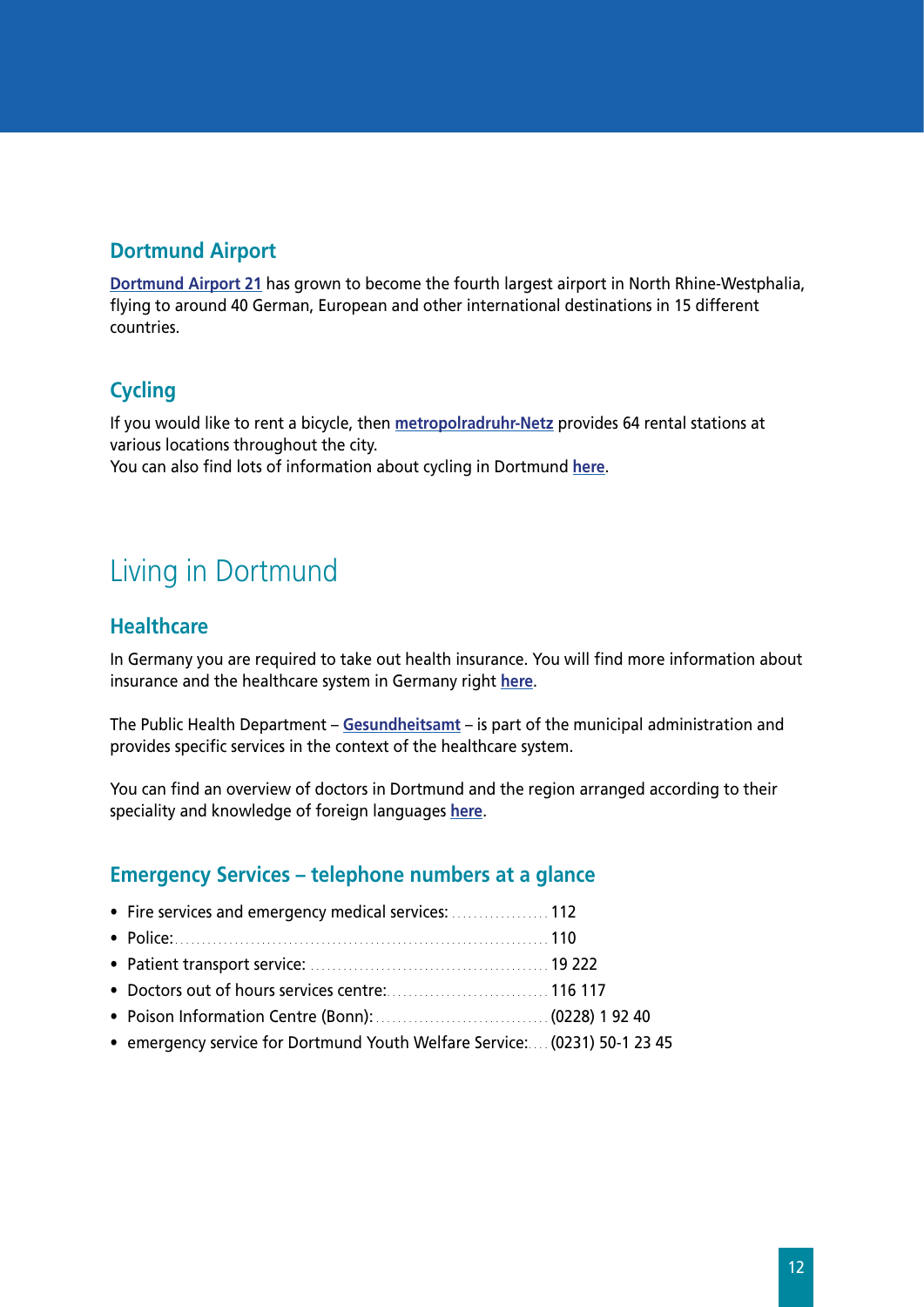### Dortmund Airport

Dortmund Airport 21 has grown to become the fourth largest airport in North Rhine-Westphalia, flying to around 40 German, European and other international destinations in 15 different countries.

### Cycling

If you would like to rent a bicycle, then metropolradruhr-Netz provides 64 rental stations at various locations throughout the city.
You can also find lots of information about cycling in Dortmund here.

## Living in Dortmund

### Healthcare

In Germany you are required to take out health insurance. You will find more information about insurance and the healthcare system in Germany right here.

The Public Health Department – Gesundheitsamt – is part of the municipal administration and provides specific services in the context of the healthcare system.

You can find an overview of doctors in Dortmund and the region arranged according to their speciality and knowledge of foreign languages here.

### Emergency Services – telephone numbers at a glance

- Fire services and emergency medical services: ................ 112
- Police: ................ 110
- Patient transport service: ................ 19 222
- Doctors out of hours services centre: ................ 116 117
- Poison Information Centre (Bonn): ................ (0228) 1 92 40
- emergency service for Dortmund Youth Welfare Service: .... (0231) 50-1 23 45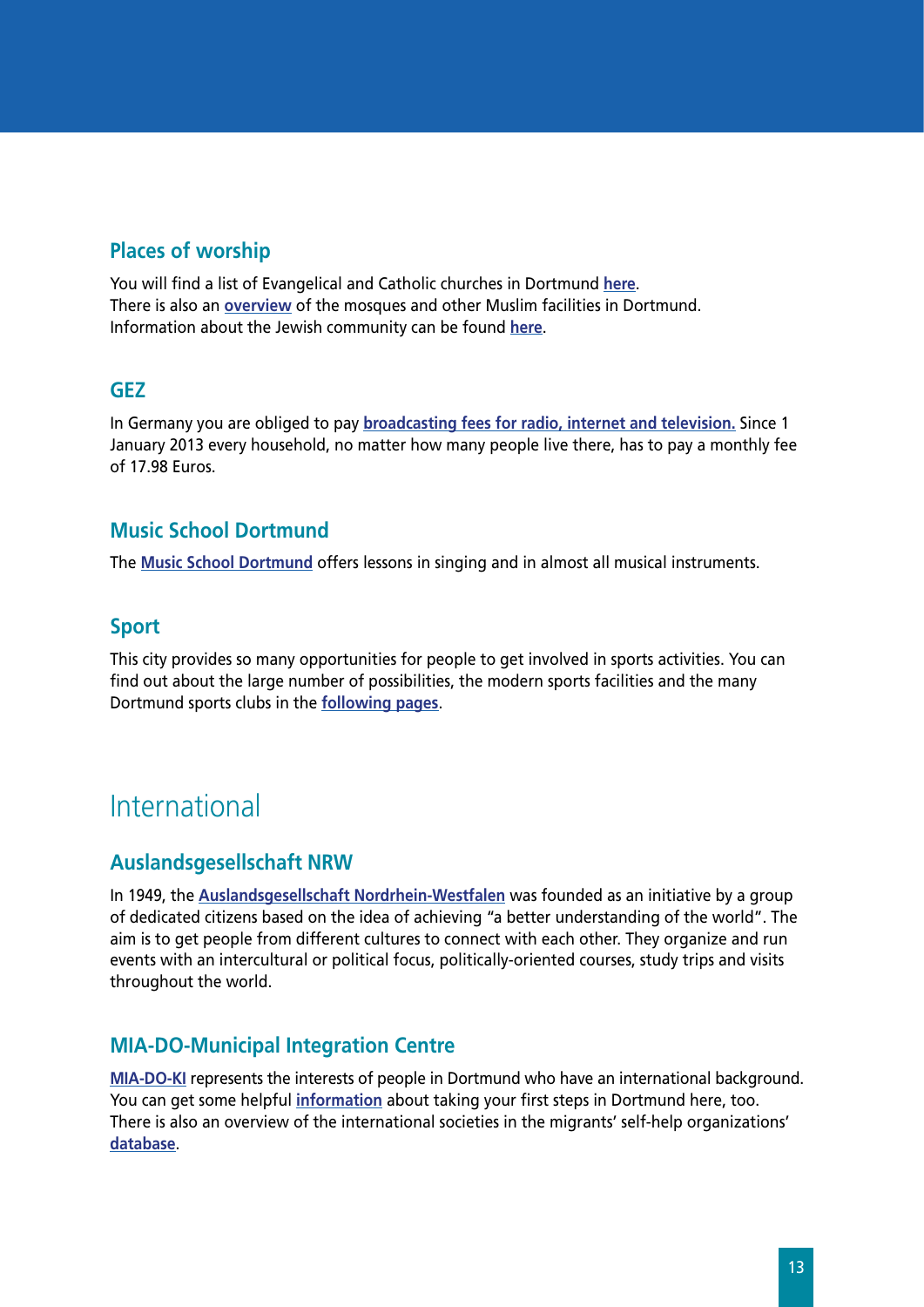### Places of worship

You will find a list of Evangelical and Catholic churches in Dortmund **here**.
There is also an **overview** of the mosques and other Muslim facilities in Dortmund.
Information about the Jewish community can be found **here**.

### GEZ

In Germany you are obliged to pay **broadcasting fees for radio, internet and television.** Since 1 January 2013 every household, no matter how many people live there, has to pay a monthly fee of 17.98 Euros.

### Music School Dortmund

The **Music School Dortmund** offers lessons in singing and in almost all musical instruments.

### Sport

This city provides so many opportunities for people to get involved in sports activities. You can find out about the large number of possibilities, the modern sports facilities and the many Dortmund sports clubs in the **following pages**.

## International

### Auslandsgesellschaft NRW

In 1949, the **Auslandsgesellschaft Nordrhein-Westfalen** was founded as an initiative by a group of dedicated citizens based on the idea of achieving "a better understanding of the world". The aim is to get people from different cultures to connect with each other. They organize and run events with an intercultural or political focus, politically-oriented courses, study trips and visits throughout the world.

### MIA-DO-Municipal Integration Centre

**MIA-DO-KI** represents the interests of people in Dortmund who have an international background. You can get some helpful **information** about taking your first steps in Dortmund here, too. There is also an overview of the international societies in the migrants' self-help organizations' **database**.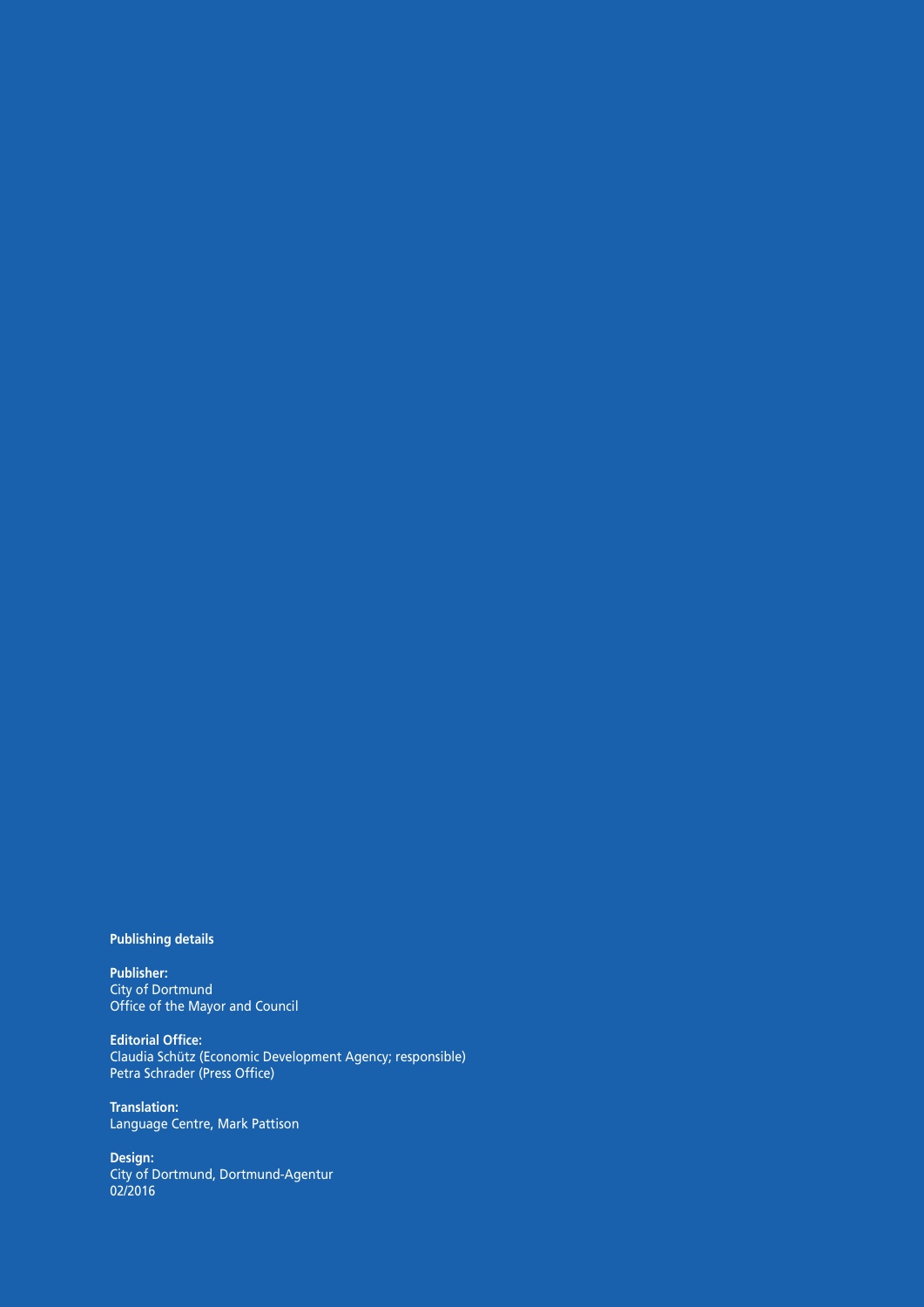**Publishing details**

**Publisher:**
City of Dortmund
Office of the Mayor and Council

**Editorial Office:**
Claudia Schütz (Economic Development Agency; responsible)
Petra Schrader (Press Office)

**Translation:**
Language Centre, Mark Pattison

**Design:**
City of Dortmund, Dortmund-Agentur
02/2016